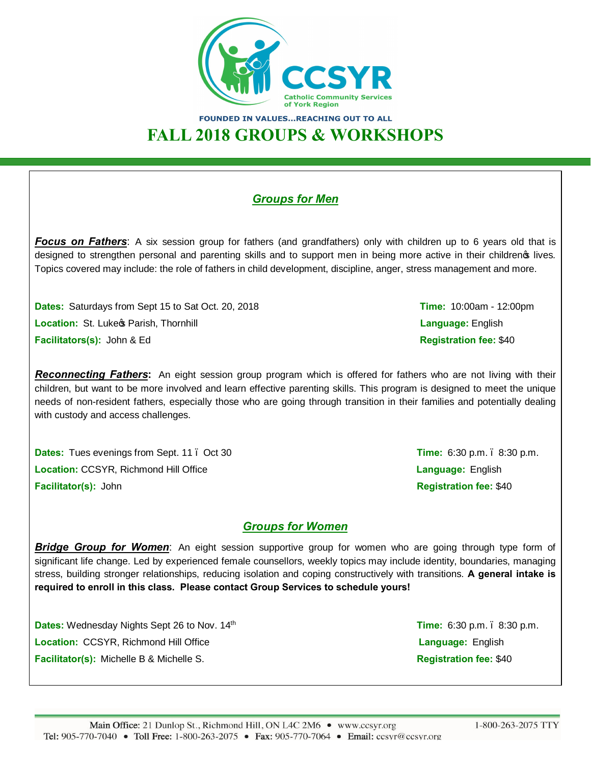CCSYR

Catholic Community Services of York Region

FOUNDED IN VALUES...REACHING OUT TO ALL

# FALL 2018 GROUPS & WORKSHOPS

## *Groups for Men*

***Focus on Fathers***: A six session group for fathers (and grandfathers) only with children up to 6 years old that is designed to strengthen personal and parenting skills and to support men in being more active in their children's lives. Topics covered may include: the role of fathers in child development, discipline, anger, stress management and more.

**Dates:** Saturdays from Sept 15 to Sat Oct. 20, 2018
**Time:** 10:00am - 12:00pm
**Location:** St. Luke's Parish, Thornhill
**Language:** English
**Facilitators(s):** John & Ed
**Registration fee:** $40

***Reconnecting Fathers*****:** An eight session group program which is offered for fathers who are not living with their children, but want to be more involved and learn effective parenting skills. This program is designed to meet the unique needs of non-resident fathers, especially those who are going through transition in their families and potentially dealing with custody and access challenges.

**Dates:** Tues evenings from Sept. 11 – Oct 30
**Time:** 6:30 p.m. – 8:30 p.m.
**Location:** CCSYR, Richmond Hill Office
**Language:** English
**Facilitator(s):** John
**Registration fee:** $40

## *Groups for Women*

***Bridge Group for Women***: An eight session supportive group for women who are going through type form of significant life change. Led by experienced female counsellors, weekly topics may include identity, boundaries, managing stress, building stronger relationships, reducing isolation and coping constructively with transitions. **A general intake is required to enroll in this class. Please contact Group Services to schedule yours!**

**Dates:** Wednesday Nights Sept 26 to Nov. 14th
**Time:** 6:30 p.m. – 8:30 p.m.
**Location:** CCSYR, Richmond Hill Office
**Language:** English
**Facilitator(s):** Michelle B & Michelle S.
**Registration fee:** $40

Main Office: 21 Dunlop St., Richmond Hill, ON L4C 2M6 • www.ccsyr.org 1-800-263-2075 TTY
Tel: 905-770-7040 • Toll Free: 1-800-263-2075 • Fax: 905-770-7064 • Email: ccsyr@ccsyr.org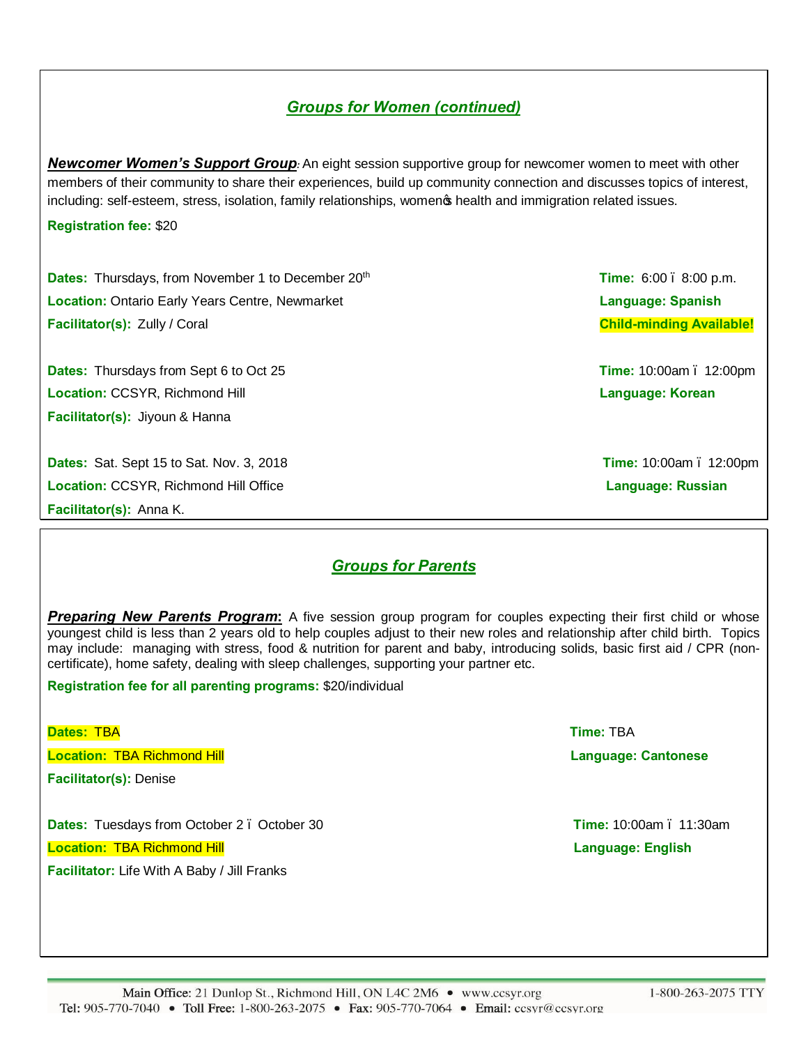## *Groups for Women (continued)*

***Newcomer Women's Support Group***: An eight session supportive group for newcomer women to meet with other members of their community to share their experiences, build up community connection and discusses topics of interest, including: self-esteem, stress, isolation, family relationships, women's health and immigration related issues.

**Registration fee:** $20

**Dates:** Thursdays, from November 1 to December 20th
**Time:** 6:00 – 8:00 p.m.
**Location:** Ontario Early Years Centre, Newmarket
**Language: Spanish**
**Facilitator(s):** Zully / Coral
**Child-minding Available!**

**Dates:** Thursdays from Sept 6 to Oct 25
**Time:** 10:00am – 12:00pm
**Location:** CCSYR, Richmond Hill
**Language: Korean**
**Facilitator(s):** Jiyoun & Hanna

**Dates:** Sat. Sept 15 to Sat. Nov. 3, 2018
**Time:** 10:00am – 12:00pm
**Location:** CCSYR, Richmond Hill Office
**Language: Russian**
**Facilitator(s):** Anna K.

## *Groups for Parents*

***Preparing New Parents Program***: A five session group program for couples expecting their first child or whose youngest child is less than 2 years old to help couples adjust to their new roles and relationship after child birth. Topics may include: managing with stress, food & nutrition for parent and baby, introducing solids, basic first aid / CPR (non-certificate), home safety, dealing with sleep challenges, supporting your partner etc.

**Registration fee for all parenting programs:** $20/individual

**Dates:** TBA
**Time:** TBA
**Location:** TBA Richmond Hill
**Language: Cantonese**
**Facilitator(s):** Denise

**Dates:** Tuesdays from October 2 – October 30
**Time:** 10:00am – 11:30am
**Location:** TBA Richmond Hill
**Language: English**
**Facilitator:** Life With A Baby / Jill Franks

Main Office: 21 Dunlop St., Richmond Hill, ON L4C 2M6 • www.ccsyr.org 1-800-263-2075 TTY
Tel: 905-770-7040 • Toll Free: 1-800-263-2075 • Fax: 905-770-7064 • Email: ccsyr@ccsyr.org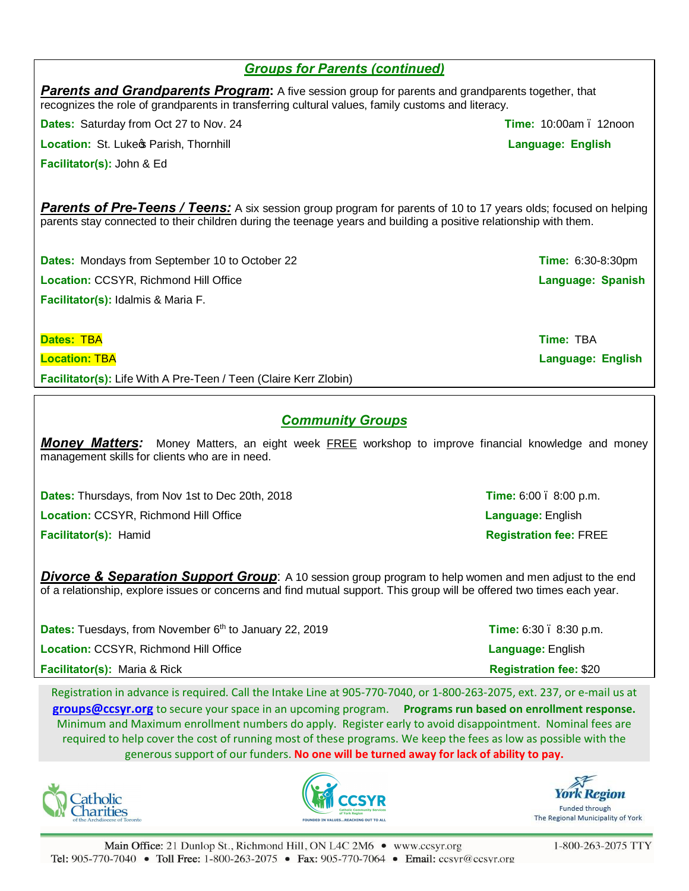## *Groups for Parents (continued)*

***Parents and Grandparents Program*:** A five session group for parents and grandparents together, that recognizes the role of grandparents in transferring cultural values, family customs and literacy.

**Dates:** Saturday from Oct 27 to Nov. 24 **Time:** 10:00am – 12noon

**Location:** St. Luke's Parish, Thornhill **Language: English**

**Facilitator(s):** John & Ed

***Parents of Pre-Teens / Teens:*** A six session group program for parents of 10 to 17 years olds; focused on helping parents stay connected to their children during the teenage years and building a positive relationship with them.

**Dates:** Mondays from September 10 to October 22 **Time:** 6:30-8:30pm

**Location:** CCSYR, Richmond Hill Office **Language: Spanish**

**Facilitator(s):** Idalmis & Maria F.

**Dates:** TBA **Time:** TBA

**Location:** TBA **Language: English**

**Facilitator(s):** Life With A Pre-Teen / Teen (Claire Kerr Zlobin)

## *Community Groups*

***Money Matters:*** Money Matters, an eight week FREE workshop to improve financial knowledge and money management skills for clients who are in need.

**Dates:** Thursdays, from Nov 1st to Dec 20th, 2018 **Time:** 6:00 – 8:00 p.m.

**Location:** CCSYR, Richmond Hill Office **Language:** English

**Facilitator(s):** Hamid **Registration fee:** FREE

***Divorce & Separation Support Group***: A 10 session group program to help women and men adjust to the end of a relationship, explore issues or concerns and find mutual support. This group will be offered two times each year.

**Dates:** Tuesdays, from November 6th to January 22, 2019 **Time:** 6:30 – 8:30 p.m.

**Location:** CCSYR, Richmond Hill Office **Language:** English

**Facilitator(s):** Maria & Rick **Registration fee:** $20

Registration in advance is required. Call the Intake Line at 905-770-7040, or 1-800-263-2075, ext. 237, or e-mail us at **groups@ccsyr.org** to secure your space in an upcoming program. **Programs run based on enrollment response.** Minimum and Maximum enrollment numbers do apply. Register early to avoid disappointment. Nominal fees are required to help cover the cost of running most of these programs. We keep the fees as low as possible with the generous support of our funders. **No one will be turned away for lack of ability to pay.**

Catholic Charities of the Archdiocese of Toronto

CCSYR Catholic Community Services of York Region — FOUNDED IN VALUES...REACHING OUT TO ALL

York Region — Funded through The Regional Municipality of York

Main Office: 21 Dunlop St., Richmond Hill, ON L4C 2M6 • www.ccsyr.org 1-800-263-2075 TTY
Tel: 905-770-7040 • Toll Free: 1-800-263-2075 • Fax: 905-770-7064 • Email: ccsyr@ccsyr.org